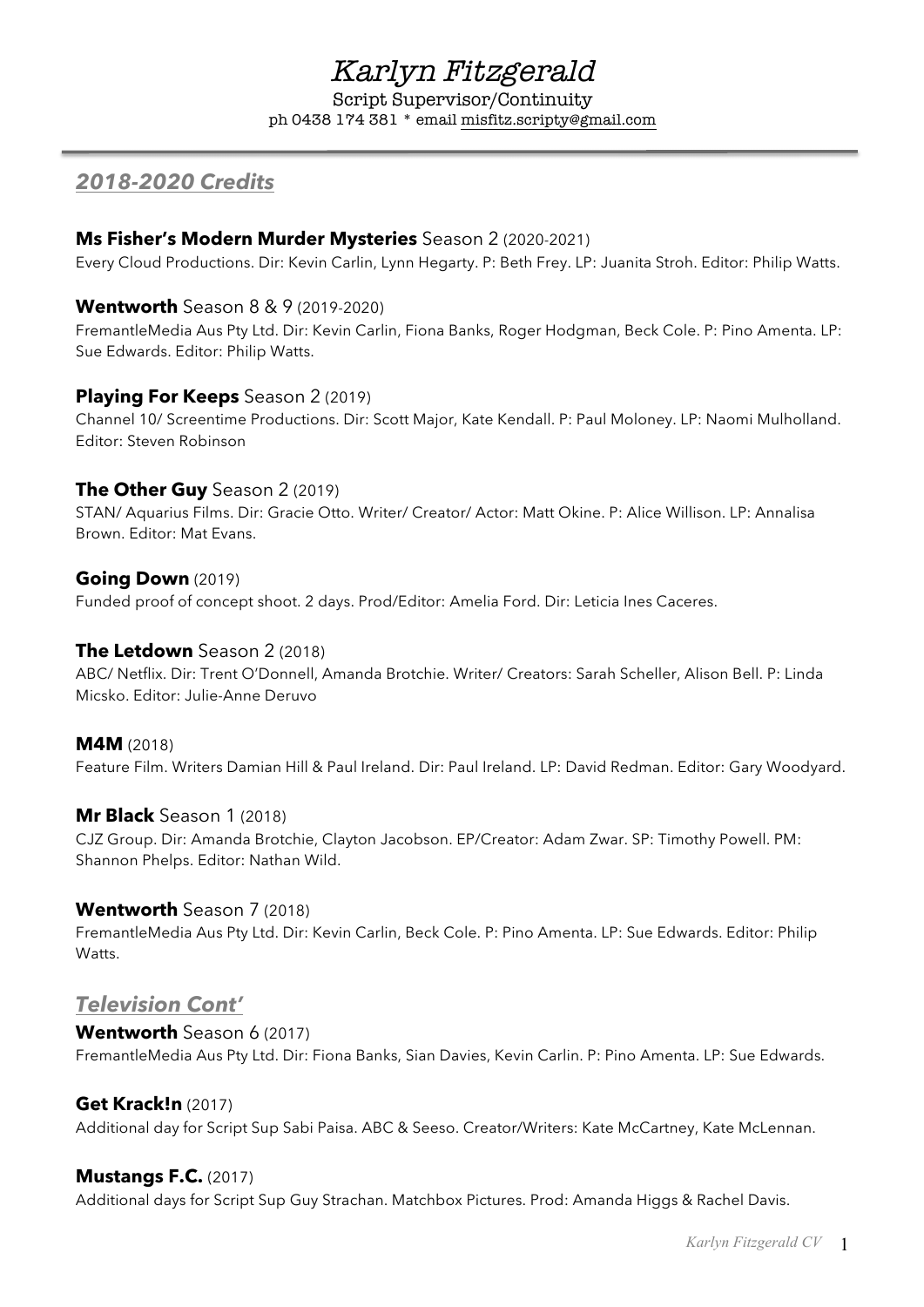# Karlyn Fitzgerald

Script Supervisor/Continuity

ph 0438 174 381 * email misfitz.scripty@gmail.com

---

## *2018-2020 Credits*

### **Ms Fisher's Modern Murder Mysteries** Season 2 (2020-2021)

Every Cloud Productions. Dir: Kevin Carlin, Lynn Hegarty. P: Beth Frey. LP: Juanita Stroh. Editor: Philip Watts.

### **Wentworth** Season 8 & 9 (2019-2020)

FremantleMedia Aus Pty Ltd. Dir: Kevin Carlin, Fiona Banks, Roger Hodgman, Beck Cole. P: Pino Amenta. LP: Sue Edwards. Editor: Philip Watts.

### **Playing For Keeps** Season 2 (2019)

Channel 10/ Screentime Productions. Dir: Scott Major, Kate Kendall. P: Paul Moloney. LP: Naomi Mulholland. Editor: Steven Robinson

### **The Other Guy** Season 2 (2019)

STAN/ Aquarius Films. Dir: Gracie Otto. Writer/ Creator/ Actor: Matt Okine. P: Alice Willison. LP: Annalisa Brown. Editor: Mat Evans.

### **Going Down** (2019)

Funded proof of concept shoot. 2 days. Prod/Editor: Amelia Ford. Dir: Leticia Ines Caceres.

### **The Letdown** Season 2 (2018)

ABC/ Netflix. Dir: Trent O'Donnell, Amanda Brotchie. Writer/ Creators: Sarah Scheller, Alison Bell. P: Linda Micsko. Editor: Julie-Anne Deruvo

### **M4M** (2018)

Feature Film. Writers Damian Hill & Paul Ireland. Dir: Paul Ireland. LP: David Redman. Editor: Gary Woodyard.

### **Mr Black** Season 1 (2018)

CJZ Group. Dir: Amanda Brotchie, Clayton Jacobson. EP/Creator: Adam Zwar. SP: Timothy Powell. PM: Shannon Phelps. Editor: Nathan Wild.

### **Wentworth** Season 7 (2018)

FremantleMedia Aus Pty Ltd. Dir: Kevin Carlin, Beck Cole. P: Pino Amenta. LP: Sue Edwards. Editor: Philip Watts.

## *Television Cont'*

### **Wentworth** Season 6 (2017)

FremantleMedia Aus Pty Ltd. Dir: Fiona Banks, Sian Davies, Kevin Carlin. P: Pino Amenta. LP: Sue Edwards.

### **Get Krack!n** (2017)

Additional day for Script Sup Sabi Paisa. ABC & Seeso. Creator/Writers: Kate McCartney, Kate McLennan.

### **Mustangs F.C.** (2017)

Additional days for Script Sup Guy Strachan. Matchbox Pictures. Prod: Amanda Higgs & Rachel Davis.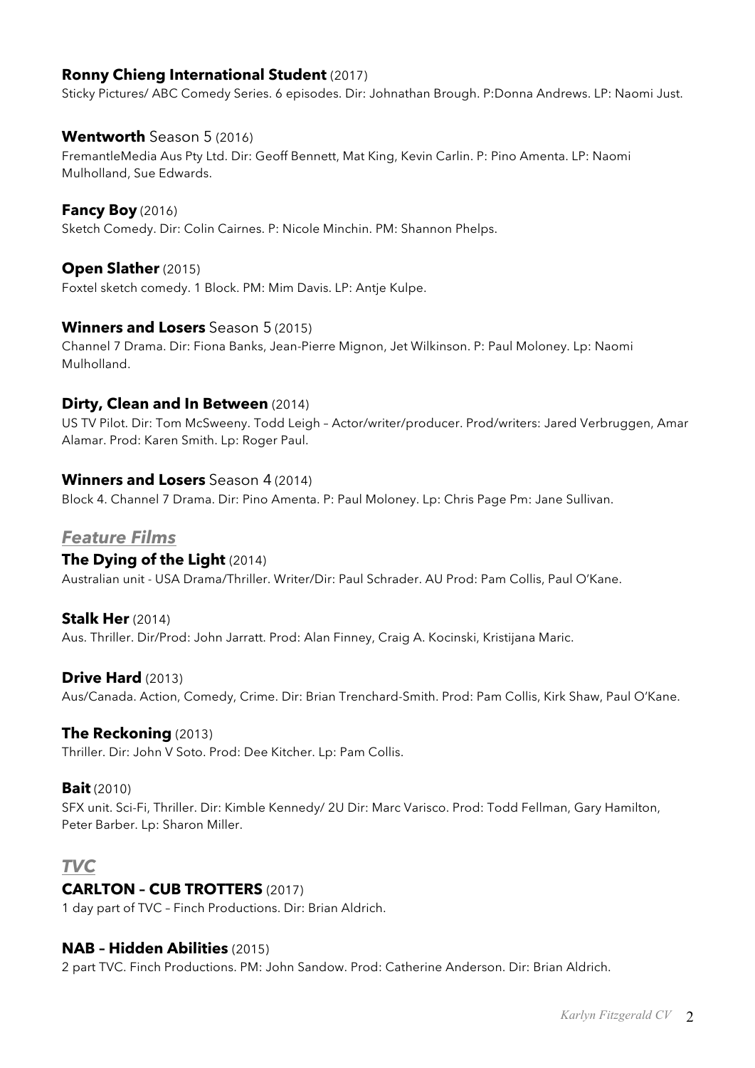**Ronny Chieng International Student** (2017)

Sticky Pictures/ ABC Comedy Series. 6 episodes. Dir: Johnathan Brough. P:Donna Andrews. LP: Naomi Just.

**Wentworth** Season 5 (2016)

FremantleMedia Aus Pty Ltd. Dir: Geoff Bennett, Mat King, Kevin Carlin. P: Pino Amenta. LP: Naomi Mulholland, Sue Edwards.

**Fancy Boy** (2016)

Sketch Comedy. Dir: Colin Cairnes. P: Nicole Minchin. PM: Shannon Phelps.

**Open Slather** (2015)

Foxtel sketch comedy. 1 Block. PM: Mim Davis. LP: Antje Kulpe.

**Winners and Losers** Season 5 (2015)

Channel 7 Drama. Dir: Fiona Banks, Jean-Pierre Mignon, Jet Wilkinson. P: Paul Moloney. Lp: Naomi Mulholland.

**Dirty, Clean and In Between** (2014)

US TV Pilot. Dir: Tom McSweeny. Todd Leigh – Actor/writer/producer. Prod/writers: Jared Verbruggen, Amar Alamar. Prod: Karen Smith. Lp: Roger Paul.

**Winners and Losers** Season 4 (2014)

Block 4. Channel 7 Drama. Dir: Pino Amenta. P: Paul Moloney. Lp: Chris Page Pm: Jane Sullivan.

## *Feature Films*

**The Dying of the Light** (2014)

Australian unit - USA Drama/Thriller. Writer/Dir: Paul Schrader. AU Prod: Pam Collis, Paul O'Kane.

**Stalk Her** (2014)

Aus. Thriller. Dir/Prod: John Jarratt. Prod: Alan Finney, Craig A. Kocinski, Kristijana Maric.

**Drive Hard** (2013)

Aus/Canada. Action, Comedy, Crime. Dir: Brian Trenchard-Smith. Prod: Pam Collis, Kirk Shaw, Paul O'Kane.

**The Reckoning** (2013)

Thriller. Dir: John V Soto. Prod: Dee Kitcher. Lp: Pam Collis.

**Bait** (2010)

SFX unit. Sci-Fi, Thriller. Dir: Kimble Kennedy/ 2U Dir: Marc Varisco. Prod: Todd Fellman, Gary Hamilton, Peter Barber. Lp: Sharon Miller.

## *TVC*

**CARLTON – CUB TROTTERS** (2017)

1 day part of TVC – Finch Productions. Dir: Brian Aldrich.

**NAB – Hidden Abilities** (2015)

2 part TVC. Finch Productions. PM: John Sandow. Prod: Catherine Anderson. Dir: Brian Aldrich.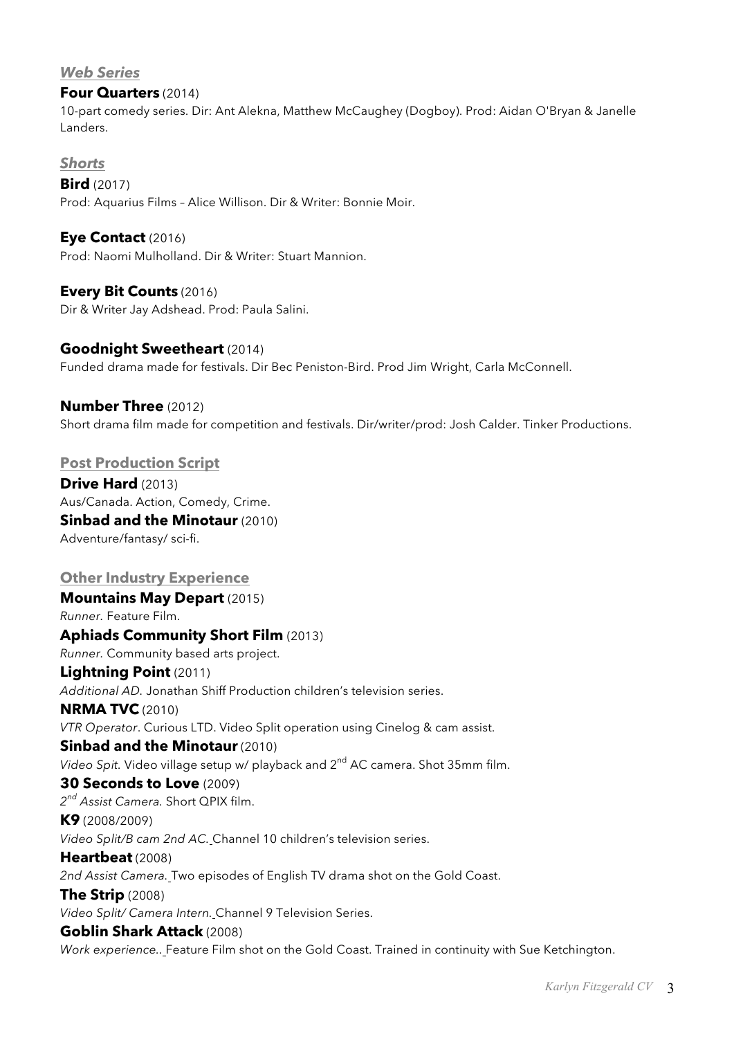### *Web Series*

**Four Quarters** (2014)
10-part comedy series. Dir: Ant Alekna, Matthew McCaughey (Dogboy). Prod: Aidan O'Bryan & Janelle Landers.

### *Shorts*

**Bird** (2017)
Prod: Aquarius Films – Alice Willison. Dir & Writer: Bonnie Moir.

**Eye Contact** (2016)
Prod: Naomi Mulholland. Dir & Writer: Stuart Mannion.

**Every Bit Counts** (2016)
Dir & Writer Jay Adshead. Prod: Paula Salini.

**Goodnight Sweetheart** (2014)
Funded drama made for festivals. Dir Bec Peniston-Bird. Prod Jim Wright, Carla McConnell.

**Number Three** (2012)
Short drama film made for competition and festivals. Dir/writer/prod: Josh Calder. Tinker Productions.

### Post Production Script

**Drive Hard** (2013)
Aus/Canada. Action, Comedy, Crime.
**Sinbad and the Minotaur** (2010)
Adventure/fantasy/ sci-fi.

### Other Industry Experience

**Mountains May Depart** (2015)
*Runner.* Feature Film.
**Aphiads Community Short Film** (2013)
*Runner*. Community based arts project.
**Lightning Point** (2011)
*Additional AD*. Jonathan Shiff Production children's television series.
**NRMA TVC** (2010)
*VTR Operator*. Curious LTD. Video Split operation using Cinelog & cam assist.
**Sinbad and the Minotaur** (2010)
*Video Spit*. Video village setup w/ playback and 2nd AC camera. Shot 35mm film.
**30 Seconds to Love** (2009)
*2nd Assist Camera.* Short QPIX film.
**K9** (2008/2009)
*Video Split/B cam 2nd AC.* Channel 10 children's television series.
**Heartbeat** (2008)
*2nd Assist Camera.* Two episodes of English TV drama shot on the Gold Coast.
**The Strip** (2008)
*Video Split/ Camera Intern.* Channel 9 Television Series.
**Goblin Shark Attack** (2008)
*Work experience..* Feature Film shot on the Gold Coast. Trained in continuity with Sue Ketchington.